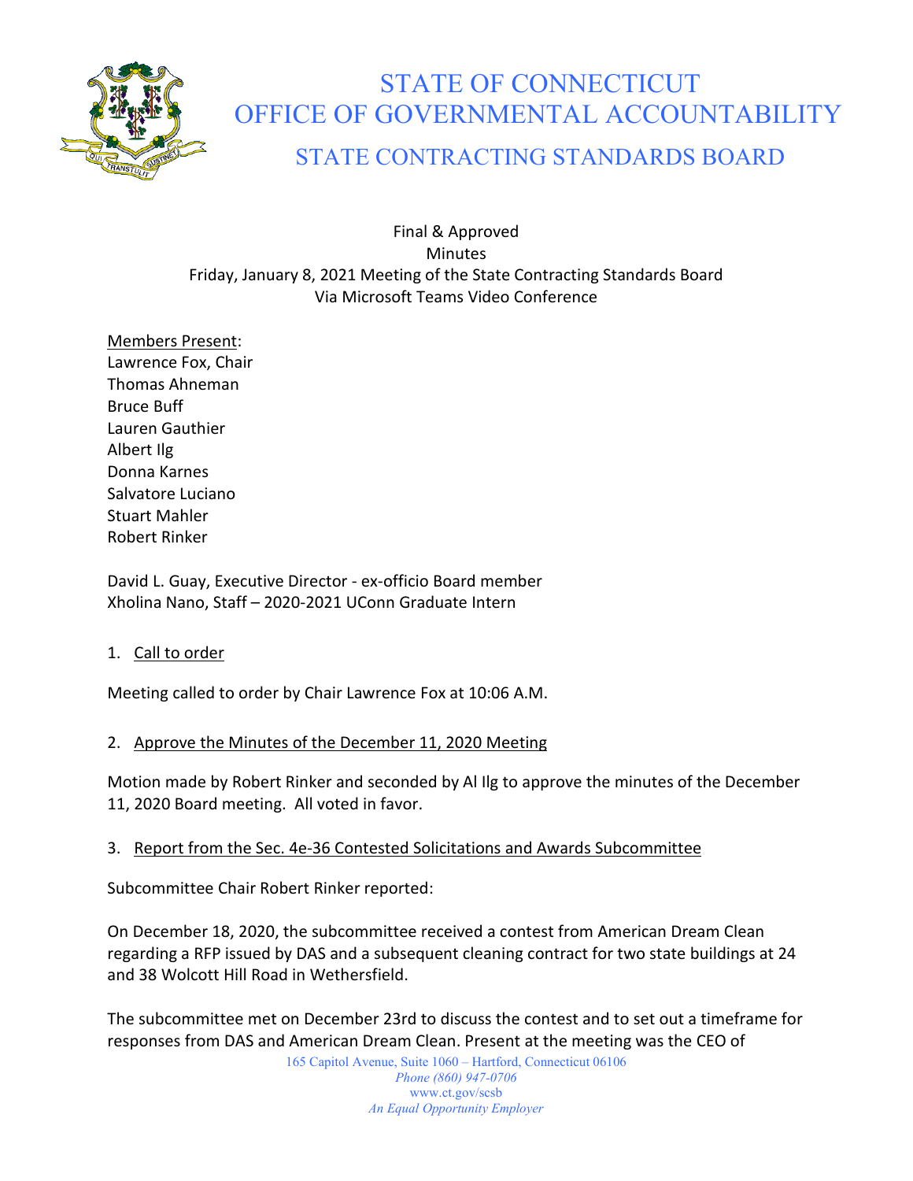# STATE OF CONNECTICUT
# OFFICE OF GOVERNMENTAL ACCOUNTABILITY
## STATE CONTRACTING STANDARDS BOARD

Final & Approved
Minutes
Friday, January 8, 2021 Meeting of the State Contracting Standards Board
Via Microsoft Teams Video Conference

Members Present:
Lawrence Fox, Chair
Thomas Ahneman
Bruce Buff
Lauren Gauthier
Albert Ilg
Donna Karnes
Salvatore Luciano
Stuart Mahler
Robert Rinker

David L. Guay, Executive Director - ex-officio Board member
Xholina Nano, Staff – 2020-2021 UConn Graduate Intern

1. Call to order

Meeting called to order by Chair Lawrence Fox at 10:06 A.M.

2. Approve the Minutes of the December 11, 2020 Meeting

Motion made by Robert Rinker and seconded by Al Ilg to approve the minutes of the December 11, 2020 Board meeting. All voted in favor.

3. Report from the Sec. 4e-36 Contested Solicitations and Awards Subcommittee

Subcommittee Chair Robert Rinker reported:

On December 18, 2020, the subcommittee received a contest from American Dream Clean regarding a RFP issued by DAS and a subsequent cleaning contract for two state buildings at 24 and 38 Wolcott Hill Road in Wethersfield.

The subcommittee met on December 23rd to discuss the contest and to set out a timeframe for responses from DAS and American Dream Clean. Present at the meeting was the CEO of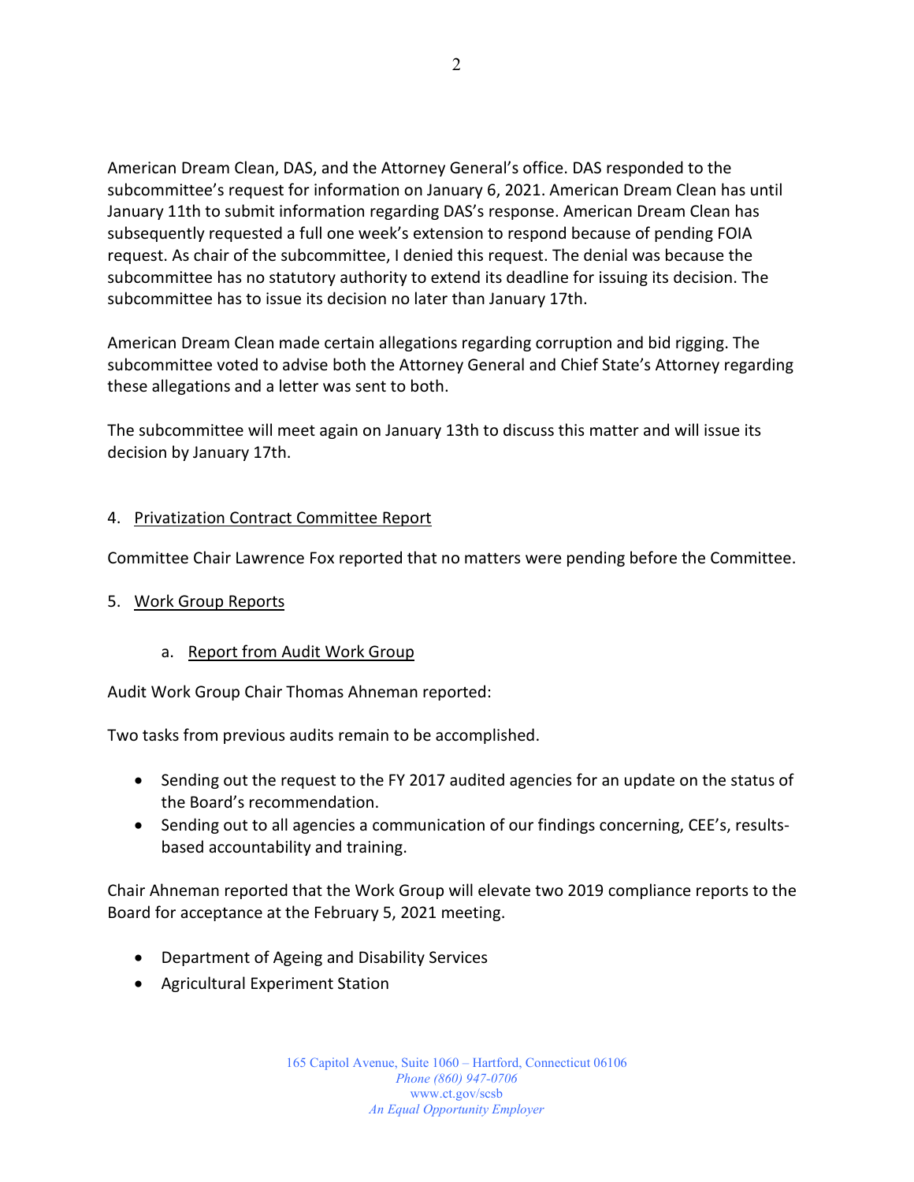American Dream Clean, DAS, and the Attorney General's office. DAS responded to the subcommittee's request for information on January 6, 2021. American Dream Clean has until January 11th to submit information regarding DAS's response. American Dream Clean has subsequently requested a full one week's extension to respond because of pending FOIA request. As chair of the subcommittee, I denied this request. The denial was because the subcommittee has no statutory authority to extend its deadline for issuing its decision. The subcommittee has to issue its decision no later than January 17th.

American Dream Clean made certain allegations regarding corruption and bid rigging. The subcommittee voted to advise both the Attorney General and Chief State's Attorney regarding these allegations and a letter was sent to both.

The subcommittee will meet again on January 13th to discuss this matter and will issue its decision by January 17th.

4. Privatization Contract Committee Report

Committee Chair Lawrence Fox reported that no matters were pending before the Committee.

5. Work Group Reports

   a. Report from Audit Work Group

Audit Work Group Chair Thomas Ahneman reported:

Two tasks from previous audits remain to be accomplished.

- Sending out the request to the FY 2017 audited agencies for an update on the status of the Board's recommendation.
- Sending out to all agencies a communication of our findings concerning, CEE's, results-based accountability and training.

Chair Ahneman reported that the Work Group will elevate two 2019 compliance reports to the Board for acceptance at the February 5, 2021 meeting.

- Department of Ageing and Disability Services
- Agricultural Experiment Station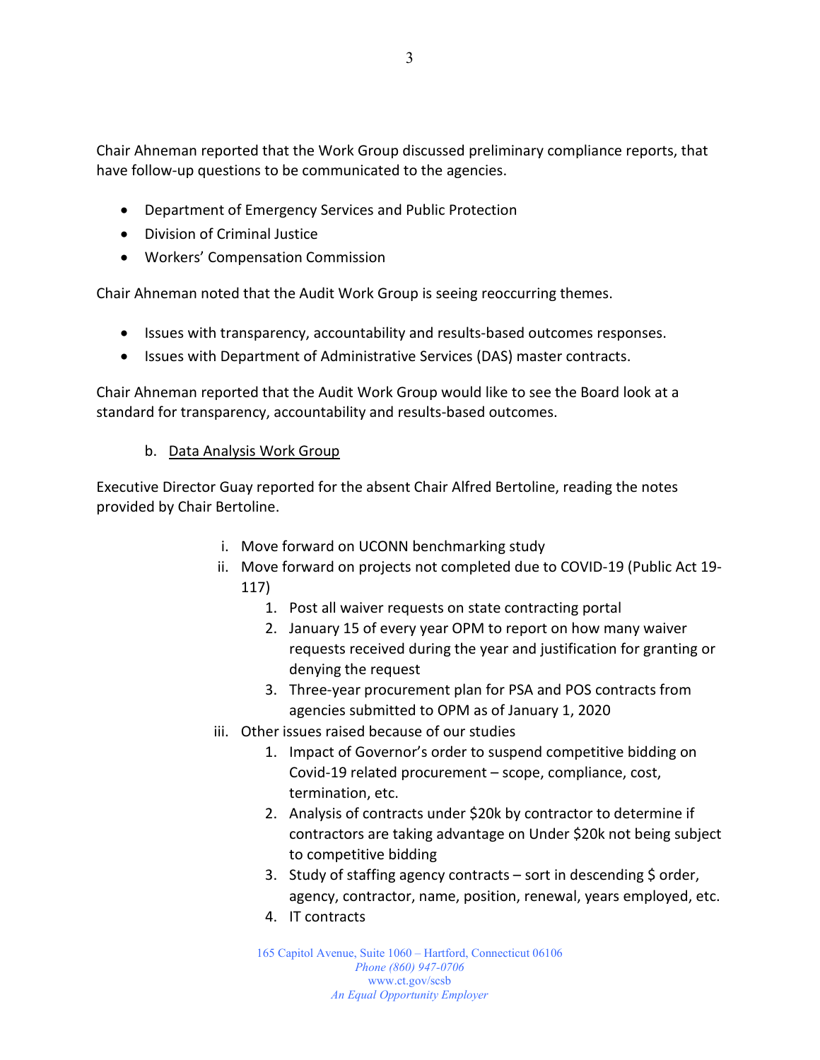Chair Ahneman reported that the Work Group discussed preliminary compliance reports, that have follow-up questions to be communicated to the agencies.

- Department of Emergency Services and Public Protection
- Division of Criminal Justice
- Workers' Compensation Commission

Chair Ahneman noted that the Audit Work Group is seeing reoccurring themes.

- Issues with transparency, accountability and results-based outcomes responses.
- Issues with Department of Administrative Services (DAS) master contracts.

Chair Ahneman reported that the Audit Work Group would like to see the Board look at a standard for transparency, accountability and results-based outcomes.

b. <u>Data Analysis Work Group</u>

Executive Director Guay reported for the absent Chair Alfred Bertoline, reading the notes provided by Chair Bertoline.

i. Move forward on UCONN benchmarking study
ii. Move forward on projects not completed due to COVID-19 (Public Act 19-117)
    1. Post all waiver requests on state contracting portal
    2. January 15 of every year OPM to report on how many waiver requests received during the year and justification for granting or denying the request
    3. Three-year procurement plan for PSA and POS contracts from agencies submitted to OPM as of January 1, 2020
iii. Other issues raised because of our studies
    1. Impact of Governor's order to suspend competitive bidding on Covid-19 related procurement – scope, compliance, cost, termination, etc.
    2. Analysis of contracts under $20k by contractor to determine if contractors are taking advantage on Under $20k not being subject to competitive bidding
    3. Study of staffing agency contracts – sort in descending $ order, agency, contractor, name, position, renewal, years employed, etc.
    4. IT contracts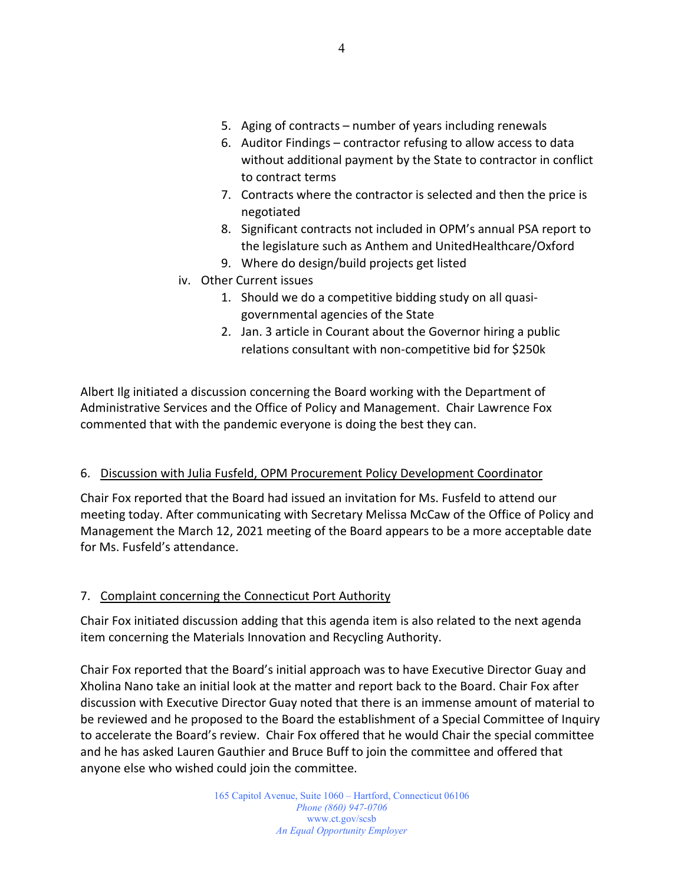5. Aging of contracts – number of years including renewals
6. Auditor Findings – contractor refusing to allow access to data without additional payment by the State to contractor in conflict to contract terms
7. Contracts where the contractor is selected and then the price is negotiated
8. Significant contracts not included in OPM's annual PSA report to the legislature such as Anthem and UnitedHealthcare/Oxford
9. Where do design/build projects get listed

iv. Other Current issues

1. Should we do a competitive bidding study on all quasi-governmental agencies of the State
2. Jan. 3 article in Courant about the Governor hiring a public relations consultant with non-competitive bid for $250k

Albert Ilg initiated a discussion concerning the Board working with the Department of Administrative Services and the Office of Policy and Management. Chair Lawrence Fox commented that with the pandemic everyone is doing the best they can.

6. <u>Discussion with Julia Fusfeld, OPM Procurement Policy Development Coordinator</u>

Chair Fox reported that the Board had issued an invitation for Ms. Fusfeld to attend our meeting today. After communicating with Secretary Melissa McCaw of the Office of Policy and Management the March 12, 2021 meeting of the Board appears to be a more acceptable date for Ms. Fusfeld's attendance.

7. <u>Complaint concerning the Connecticut Port Authority</u>

Chair Fox initiated discussion adding that this agenda item is also related to the next agenda item concerning the Materials Innovation and Recycling Authority.

Chair Fox reported that the Board's initial approach was to have Executive Director Guay and Xholina Nano take an initial look at the matter and report back to the Board. Chair Fox after discussion with Executive Director Guay noted that there is an immense amount of material to be reviewed and he proposed to the Board the establishment of a Special Committee of Inquiry to accelerate the Board's review. Chair Fox offered that he would Chair the special committee and he has asked Lauren Gauthier and Bruce Buff to join the committee and offered that anyone else who wished could join the committee.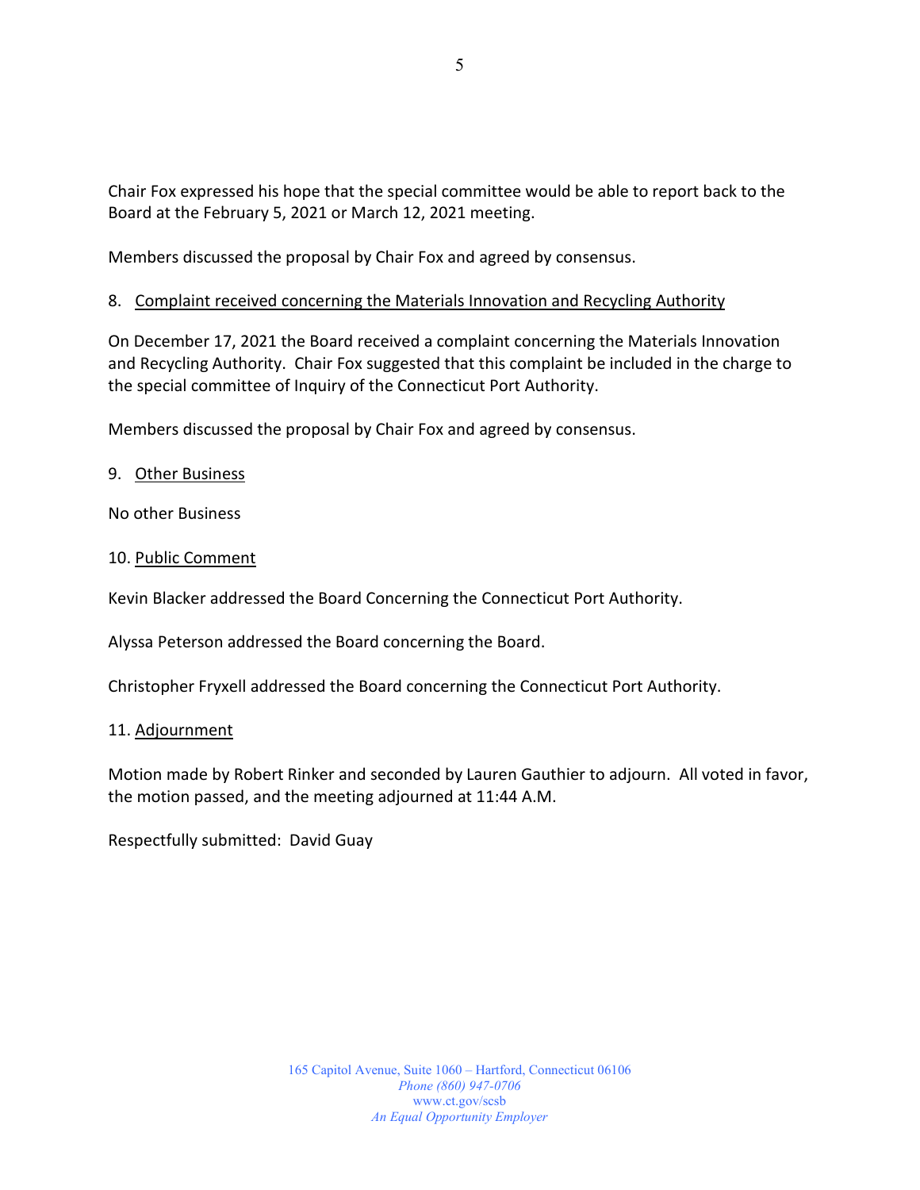Chair Fox expressed his hope that the special committee would be able to report back to the Board at the February 5, 2021 or March 12, 2021 meeting.

Members discussed the proposal by Chair Fox and agreed by consensus.

8. <u>Complaint received concerning the Materials Innovation and Recycling Authority</u>

On December 17, 2021 the Board received a complaint concerning the Materials Innovation and Recycling Authority. Chair Fox suggested that this complaint be included in the charge to the special committee of Inquiry of the Connecticut Port Authority.

Members discussed the proposal by Chair Fox and agreed by consensus.

9. <u>Other Business</u>

No other Business

10. <u>Public Comment</u>

Kevin Blacker addressed the Board Concerning the Connecticut Port Authority.

Alyssa Peterson addressed the Board concerning the Board.

Christopher Fryxell addressed the Board concerning the Connecticut Port Authority.

11. <u>Adjournment</u>

Motion made by Robert Rinker and seconded by Lauren Gauthier to adjourn. All voted in favor, the motion passed, and the meeting adjourned at 11:44 A.M.

Respectfully submitted: David Guay